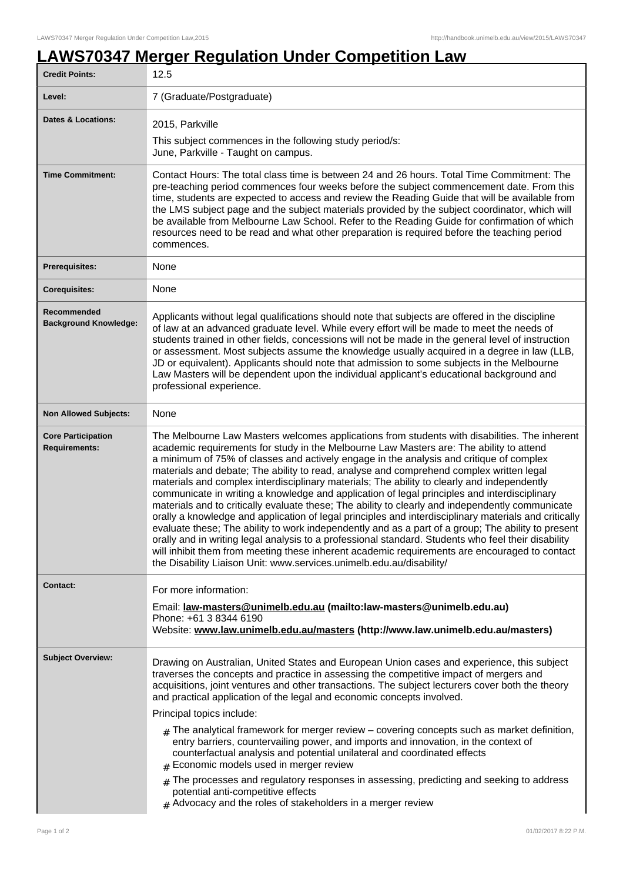# LAWS70347 Merger Regulation Under Competition Law

| | |
|---|---|
| **Credit Points:** | 12.5 |
| **Level:** | 7 (Graduate/Postgraduate) |
| **Dates & Locations:** | 2015, Parkville<br>This subject commences in the following study period/s:<br>June, Parkville - Taught on campus. |
| **Time Commitment:** | Contact Hours: The total class time is between 24 and 26 hours. Total Time Commitment: The pre-teaching period commences four weeks before the subject commencement date. From this time, students are expected to access and review the Reading Guide that will be available from the LMS subject page and the subject materials provided by the subject coordinator, which will be available from Melbourne Law School. Refer to the Reading Guide for confirmation of which resources need to be read and what other preparation is required before the teaching period commences. |
| **Prerequisites:** | None |
| **Corequisites:** | None |
| **Recommended Background Knowledge:** | Applicants without legal qualifications should note that subjects are offered in the discipline of law at an advanced graduate level. While every effort will be made to meet the needs of students trained in other fields, concessions will not be made in the general level of instruction or assessment. Most subjects assume the knowledge usually acquired in a degree in law (LLB, JD or equivalent). Applicants should note that admission to some subjects in the Melbourne Law Masters will be dependent upon the individual applicant's educational background and professional experience. |
| **Non Allowed Subjects:** | None |
| **Core Participation Requirements:** | The Melbourne Law Masters welcomes applications from students with disabilities. The inherent academic requirements for study in the Melbourne Law Masters are: The ability to attend a minimum of 75% of classes and actively engage in the analysis and critique of complex materials and debate; The ability to read, analyse and comprehend complex written legal materials and complex interdisciplinary materials; The ability to clearly and independently communicate in writing a knowledge and application of legal principles and interdisciplinary materials and to critically evaluate these; The ability to clearly and independently communicate orally a knowledge and application of legal principles and interdisciplinary materials and critically evaluate these; The ability to work independently and as a part of a group; The ability to present orally and in writing legal analysis to a professional standard. Students who feel their disability will inhibit them from meeting these inherent academic requirements are encouraged to contact the Disability Liaison Unit: www.services.unimelb.edu.au/disability/ |
| **Contact:** | For more information:<br>Email: **law-masters@unimelb.edu.au (mailto:law-masters@unimelb.edu.au)**<br>Phone: +61 3 8344 6190<br>Website: **www.law.unimelb.edu.au/masters (http://www.law.unimelb.edu.au/masters)** |
| **Subject Overview:** | Drawing on Australian, United States and European Union cases and experience, this subject traverses the concepts and practice in assessing the competitive impact of mergers and acquisitions, joint ventures and other transactions. The subject lecturers cover both the theory and practical application of the legal and economic concepts involved.<br>Principal topics include:<br># The analytical framework for merger review – covering concepts such as market definition, entry barriers, countervailing power, and imports and innovation, in the context of counterfactual analysis and potential unilateral and coordinated effects<br># Economic models used in merger review<br># The processes and regulatory responses in assessing, predicting and seeking to address potential anti-competitive effects<br># Advocacy and the roles of stakeholders in a merger review |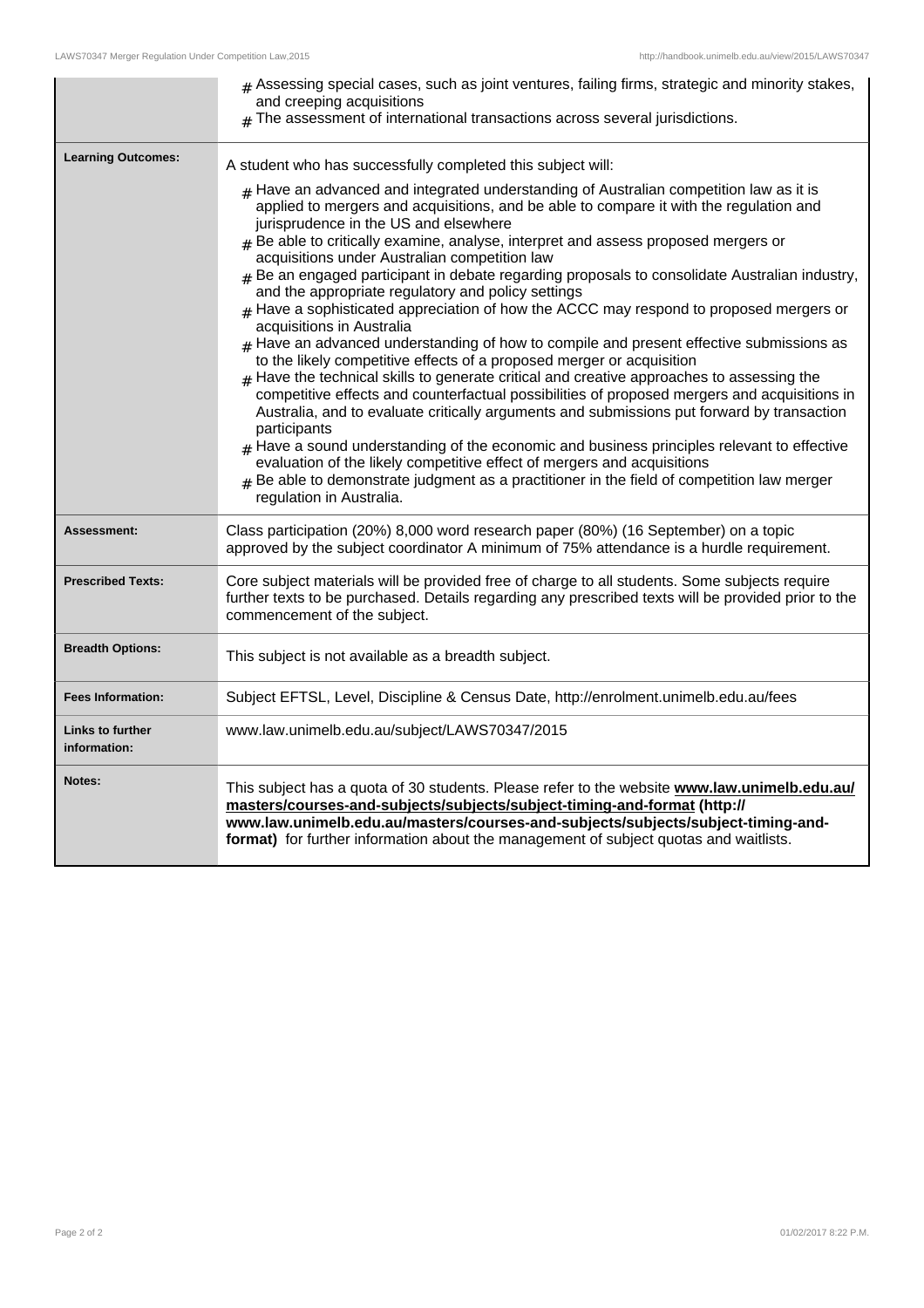| | |
|---|---|
| | # Assessing special cases, such as joint ventures, failing firms, strategic and minority stakes, and creeping acquisitions<br># The assessment of international transactions across several jurisdictions. |
| **Learning Outcomes:** | A student who has successfully completed this subject will:<br># Have an advanced and integrated understanding of Australian competition law as it is applied to mergers and acquisitions, and be able to compare it with the regulation and jurisprudence in the US and elsewhere<br># Be able to critically examine, analyse, interpret and assess proposed mergers or acquisitions under Australian competition law<br># Be an engaged participant in debate regarding proposals to consolidate Australian industry, and the appropriate regulatory and policy settings<br># Have a sophisticated appreciation of how the ACCC may respond to proposed mergers or acquisitions in Australia<br># Have an advanced understanding of how to compile and present effective submissions as to the likely competitive effects of a proposed merger or acquisition<br># Have the technical skills to generate critical and creative approaches to assessing the competitive effects and counterfactual possibilities of proposed mergers and acquisitions in Australia, and to evaluate critically arguments and submissions put forward by transaction participants<br># Have a sound understanding of the economic and business principles relevant to effective evaluation of the likely competitive effect of mergers and acquisitions<br># Be able to demonstrate judgment as a practitioner in the field of competition law merger regulation in Australia. |
| **Assessment:** | Class participation (20%) 8,000 word research paper (80%) (16 September) on a topic approved by the subject coordinator A minimum of 75% attendance is a hurdle requirement. |
| **Prescribed Texts:** | Core subject materials will be provided free of charge to all students. Some subjects require further texts to be purchased. Details regarding any prescribed texts will be provided prior to the commencement of the subject. |
| **Breadth Options:** | This subject is not available as a breadth subject. |
| **Fees Information:** | Subject EFTSL, Level, Discipline & Census Date, http://enrolment.unimelb.edu.au/fees |
| **Links to further information:** | www.law.unimelb.edu.au/subject/LAWS70347/2015 |
| **Notes:** | This subject has a quota of 30 students. Please refer to the website **www.law.unimelb.edu.au/masters/courses-and-subjects/subjects/subject-timing-and-format (http://www.law.unimelb.edu.au/masters/courses-and-subjects/subjects/subject-timing-and-format)** for further information about the management of subject quotas and waitlists. |